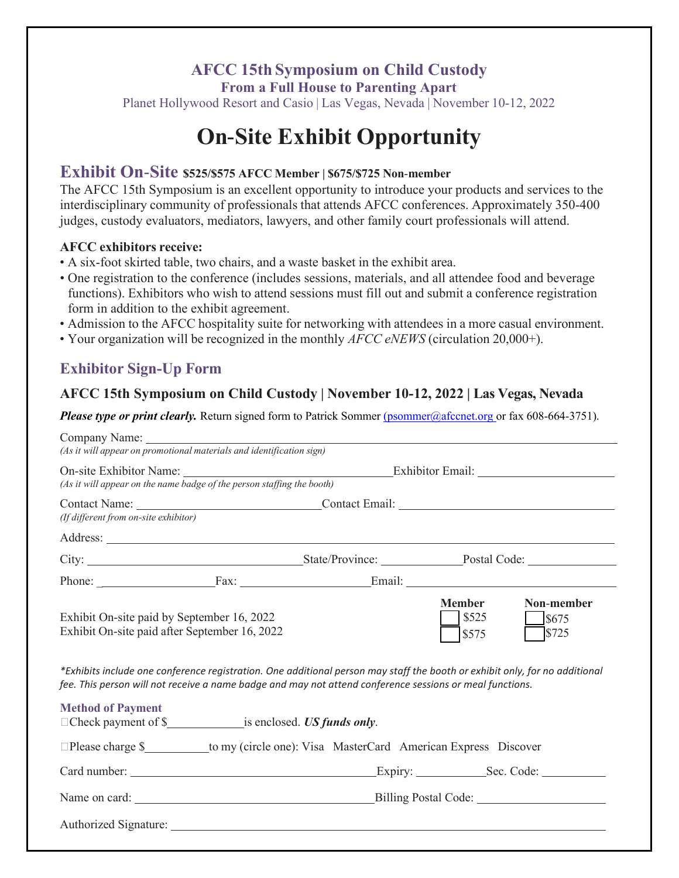**AFCC 15th Symposium on Child Custody**

**From a Full House to Parenting Apart**

Planet Hollywood Resort and Casio | Las Vegas, Nevada | November 10-12, 2022

# On-Site Exhibit Opportunity

## Exhibit On-Site **$525/$575 AFCC Member | $675/$725 Non-member**

The AFCC 15th Symposium is an excellent opportunity to introduce your products and services to the interdisciplinary community of professionals that attends AFCC conferences. Approximately 350-400 judges, custody evaluators, mediators, lawyers, and other family court professionals will attend.

**AFCC exhibitors receive:**

- A six-foot skirted table, two chairs, and a waste basket in the exhibit area.
- One registration to the conference (includes sessions, materials, and all attendee food and beverage functions). Exhibitors who wish to attend sessions must fill out and submit a conference registration form in addition to the exhibit agreement.
- Admission to the AFCC hospitality suite for networking with attendees in a more casual environment.
- Your organization will be recognized in the monthly *AFCC eNEWS* (circulation 20,000+).

## Exhibitor Sign-Up Form

### AFCC 15th Symposium on Child Custody | November 10-12, 2022 | Las Vegas, Nevada

***Please type or print clearly.*** Return signed form to Patrick Sommer (psommer@afccnet.org or fax 608-664-3751).

Company Name: ______________________________
*(As it will appear on promotional materials and identification sign)*

On-site Exhibitor Name: ______________________ Exhibitor Email: ______________________
*(As it will appear on the name badge of the person staffing the booth)*

Contact Name: ______________________ Contact Email: ______________________
*(If different from on-site exhibitor)*

Address: ______________________________

City: ______________________ State/Province: ____________ Postal Code: ____________

Phone: ____________ Fax: ____________ Email: ______________________

| | Member | Non-member |
|---|---|---|
| Exhibit On-site paid by September 16, 2022 | ☐ $525 | ☐ $675 |
| Exhibit On-site paid after September 16, 2022 | ☐ $575 | ☐ $725 |

**Exhibits include one conference registration. One additional person may staff the booth or exhibit only, for no additional fee. This person will not receive a name badge and may not attend conference sessions or meal functions.*

**Method of Payment**

☐Check payment of $____________ is enclosed. ***US funds only***.

☐Please charge $__________ to my (circle one): Visa MasterCard American Express Discover

Card number: ______________________ Expiry: __________ Sec. Code: __________

Name on card: ______________________ Billing Postal Code: ______________________

Authorized Signature: ______________________________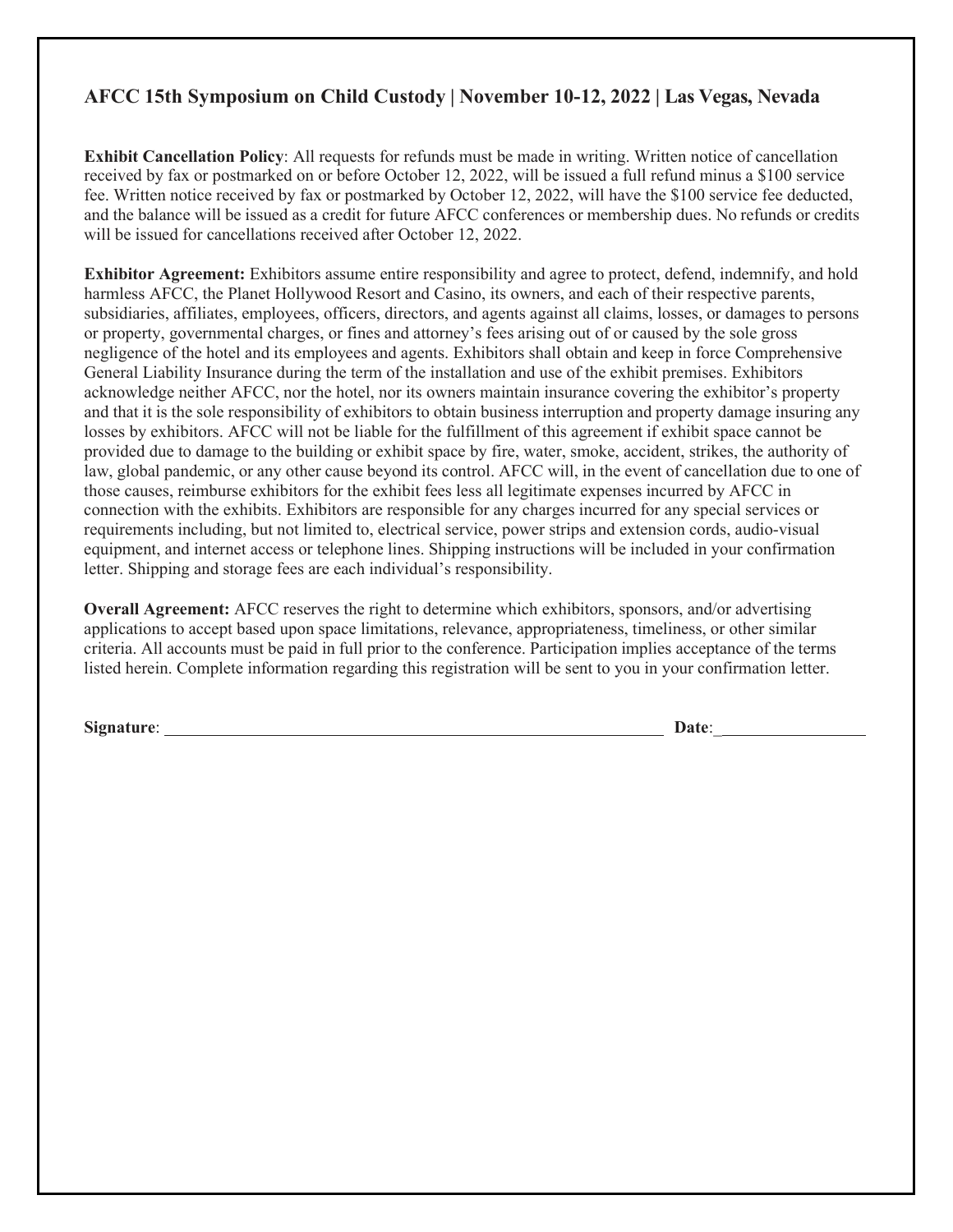## AFCC 15th Symposium on Child Custody | November 10-12, 2022 | Las Vegas, Nevada

**Exhibit Cancellation Policy**: All requests for refunds must be made in writing. Written notice of cancellation received by fax or postmarked on or before October 12, 2022, will be issued a full refund minus a $100 service fee. Written notice received by fax or postmarked by October 12, 2022, will have the $100 service fee deducted, and the balance will be issued as a credit for future AFCC conferences or membership dues. No refunds or credits will be issued for cancellations received after October 12, 2022.

**Exhibitor Agreement:** Exhibitors assume entire responsibility and agree to protect, defend, indemnify, and hold harmless AFCC, the Planet Hollywood Resort and Casino, its owners, and each of their respective parents, subsidiaries, affiliates, employees, officers, directors, and agents against all claims, losses, or damages to persons or property, governmental charges, or fines and attorney's fees arising out of or caused by the sole gross negligence of the hotel and its employees and agents. Exhibitors shall obtain and keep in force Comprehensive General Liability Insurance during the term of the installation and use of the exhibit premises. Exhibitors acknowledge neither AFCC, nor the hotel, nor its owners maintain insurance covering the exhibitor's property and that it is the sole responsibility of exhibitors to obtain business interruption and property damage insuring any losses by exhibitors. AFCC will not be liable for the fulfillment of this agreement if exhibit space cannot be provided due to damage to the building or exhibit space by fire, water, smoke, accident, strikes, the authority of law, global pandemic, or any other cause beyond its control. AFCC will, in the event of cancellation due to one of those causes, reimburse exhibitors for the exhibit fees less all legitimate expenses incurred by AFCC in connection with the exhibits. Exhibitors are responsible for any charges incurred for any special services or requirements including, but not limited to, electrical service, power strips and extension cords, audio-visual equipment, and internet access or telephone lines. Shipping instructions will be included in your confirmation letter. Shipping and storage fees are each individual's responsibility.

**Overall Agreement:** AFCC reserves the right to determine which exhibitors, sponsors, and/or advertising applications to accept based upon space limitations, relevance, appropriateness, timeliness, or other similar criteria. All accounts must be paid in full prior to the conference. Participation implies acceptance of the terms listed herein. Complete information regarding this registration will be sent to you in your confirmation letter.

**Signature**: ______________________________ **Date**: ________________